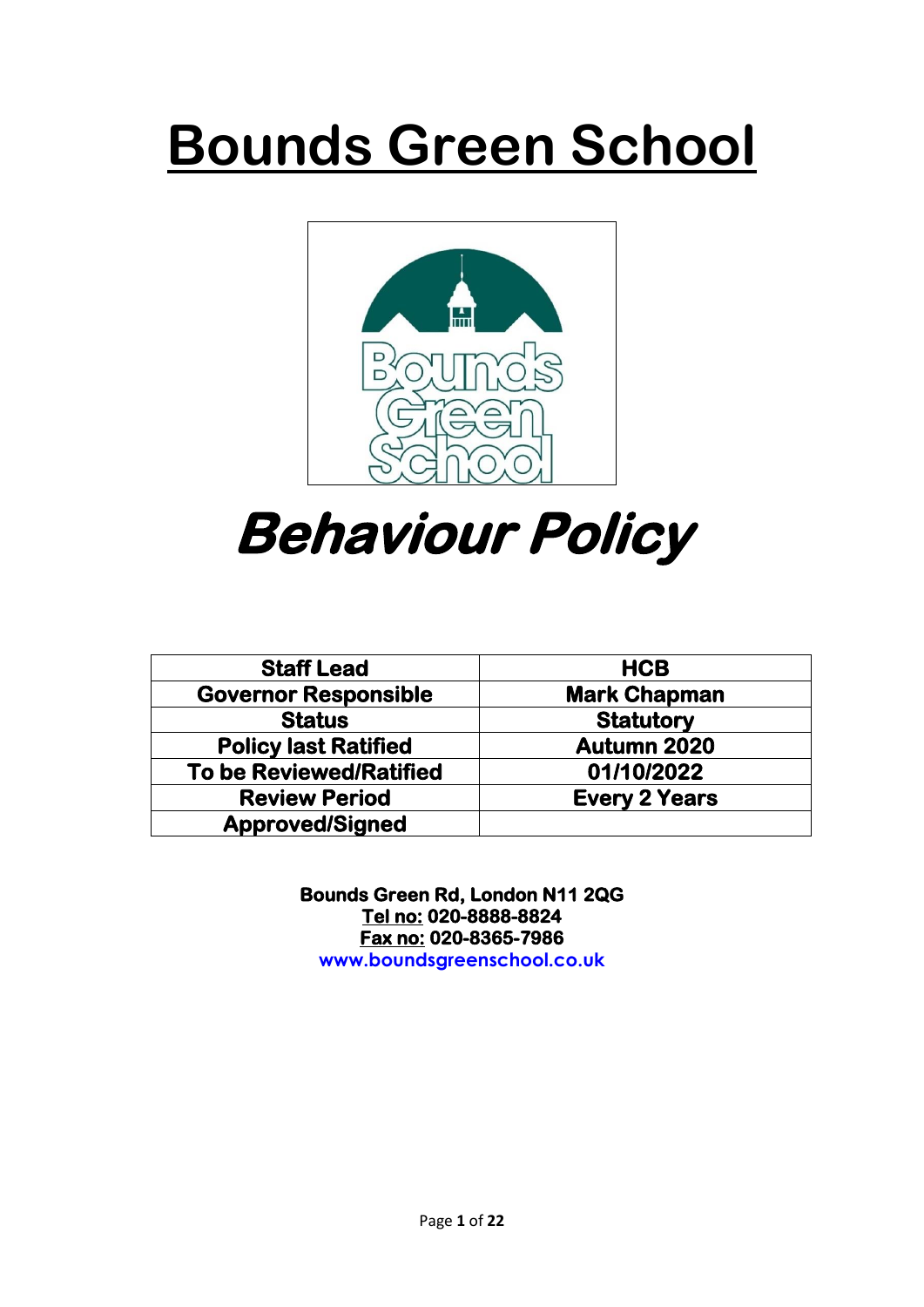# Bounds Green School

# *Behaviour Policy*

| Staff Lead | HCB |
|---|---|
| Governor Responsible | Mark Chapman |
| Status | Statutory |
| Policy last Ratified | Autumn 2020 |
| To be Reviewed/Ratified | 01/10/2022 |
| Review Period | Every 2 Years |
| Approved/Signed | |

**Bounds Green Rd, London N11 2QG**
**Tel no: 020-8888-8824**
**Fax no: 020-8365-7986**
**www.boundsgreenschool.co.uk**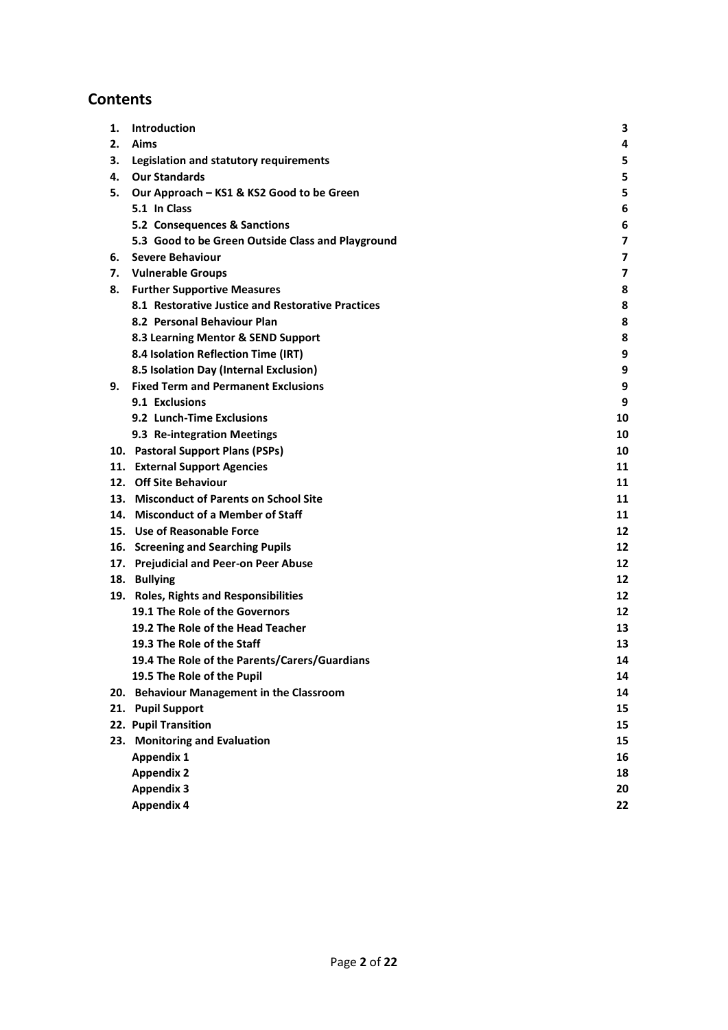## Contents

| | | |
|---|---|---|
| **1.** | **Introduction** | **3** |
| **2.** | **Aims** | **4** |
| **3.** | **Legislation and statutory requirements** | **5** |
| **4.** | **Our Standards** | **5** |
| **5.** | **Our Approach – KS1 & KS2 Good to be Green** | **5** |
| | **5.1 In Class** | **6** |
| | **5.2 Consequences & Sanctions** | **6** |
| | **5.3 Good to be Green Outside Class and Playground** | **7** |
| **6.** | **Severe Behaviour** | **7** |
| **7.** | **Vulnerable Groups** | **7** |
| **8.** | **Further Supportive Measures** | **8** |
| | **8.1 Restorative Justice and Restorative Practices** | **8** |
| | **8.2 Personal Behaviour Plan** | **8** |
| | **8.3 Learning Mentor & SEND Support** | **8** |
| | **8.4 Isolation Reflection Time (IRT)** | **9** |
| | **8.5 Isolation Day (Internal Exclusion)** | **9** |
| **9.** | **Fixed Term and Permanent Exclusions** | **9** |
| | **9.1 Exclusions** | **9** |
| | **9.2 Lunch-Time Exclusions** | **10** |
| | **9.3 Re-integration Meetings** | **10** |
| **10.** | **Pastoral Support Plans (PSPs)** | **10** |
| **11.** | **External Support Agencies** | **11** |
| **12.** | **Off Site Behaviour** | **11** |
| **13.** | **Misconduct of Parents on School Site** | **11** |
| **14.** | **Misconduct of a Member of Staff** | **11** |
| **15.** | **Use of Reasonable Force** | **12** |
| **16.** | **Screening and Searching Pupils** | **12** |
| **17.** | **Prejudicial and Peer-on Peer Abuse** | **12** |
| **18.** | **Bullying** | **12** |
| **19.** | **Roles, Rights and Responsibilities** | **12** |
| | **19.1 The Role of the Governors** | **12** |
| | **19.2 The Role of the Head Teacher** | **13** |
| | **19.3 The Role of the Staff** | **13** |
| | **19.4 The Role of the Parents/Carers/Guardians** | **14** |
| | **19.5 The Role of the Pupil** | **14** |
| **20.** | **Behaviour Management in the Classroom** | **14** |
| **21.** | **Pupil Support** | **15** |
| **22.** | **Pupil Transition** | **15** |
| **23.** | **Monitoring and Evaluation** | **15** |
| | **Appendix 1** | **16** |
| | **Appendix 2** | **18** |
| | **Appendix 3** | **20** |
| | **Appendix 4** | **22** |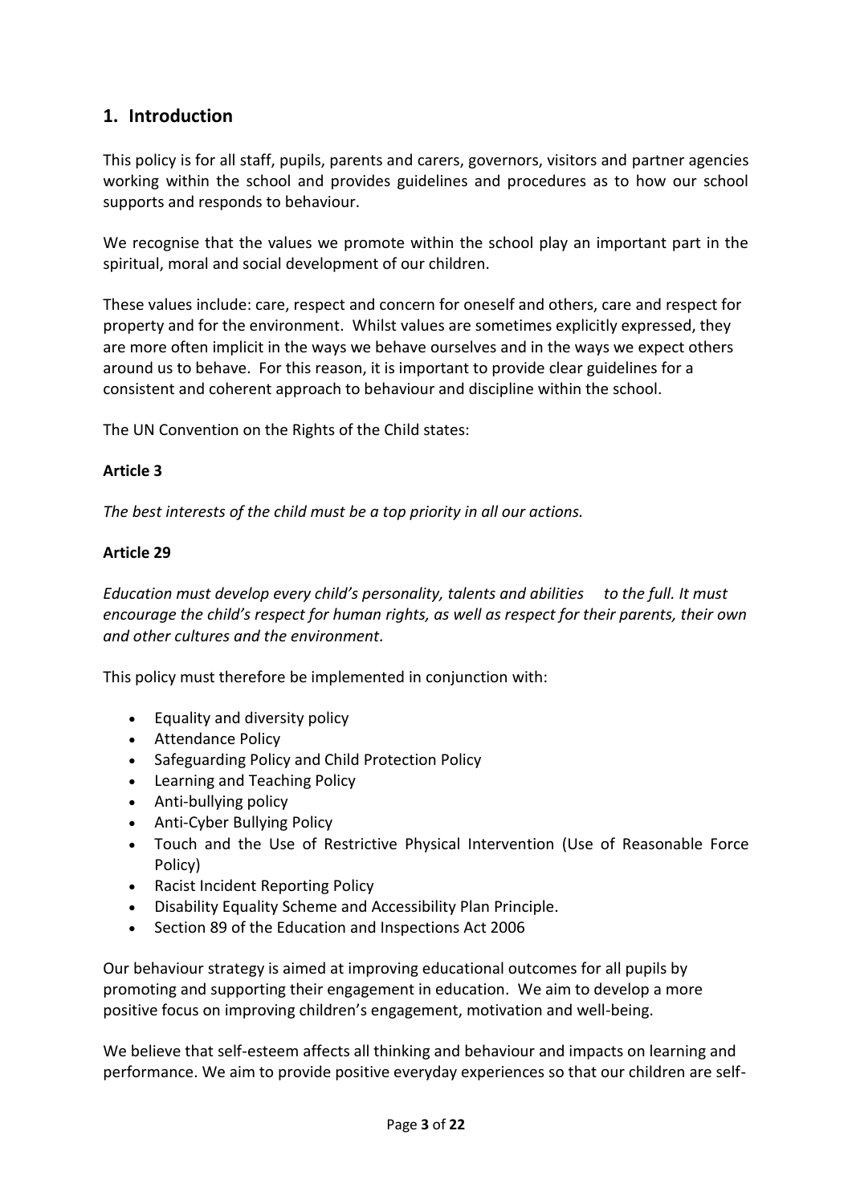## 1. Introduction

This policy is for all staff, pupils, parents and carers, governors, visitors and partner agencies working within the school and provides guidelines and procedures as to how our school supports and responds to behaviour.

We recognise that the values we promote within the school play an important part in the spiritual, moral and social development of our children.

These values include: care, respect and concern for oneself and others, care and respect for property and for the environment. Whilst values are sometimes explicitly expressed, they are more often implicit in the ways we behave ourselves and in the ways we expect others around us to behave. For this reason, it is important to provide clear guidelines for a consistent and coherent approach to behaviour and discipline within the school.

The UN Convention on the Rights of the Child states:

**Article 3**

*The best interests of the child must be a top priority in all our actions.*

**Article 29**

*Education must develop every child's personality, talents and abilities to the full. It must encourage the child's respect for human rights, as well as respect for their parents, their own and other cultures and the environment.*

This policy must therefore be implemented in conjunction with:

- Equality and diversity policy
- Attendance Policy
- Safeguarding Policy and Child Protection Policy
- Learning and Teaching Policy
- Anti-bullying policy
- Anti-Cyber Bullying Policy
- Touch and the Use of Restrictive Physical Intervention (Use of Reasonable Force Policy)
- Racist Incident Reporting Policy
- Disability Equality Scheme and Accessibility Plan Principle.
- Section 89 of the Education and Inspections Act 2006

Our behaviour strategy is aimed at improving educational outcomes for all pupils by promoting and supporting their engagement in education. We aim to develop a more positive focus on improving children's engagement, motivation and well-being.

We believe that self-esteem affects all thinking and behaviour and impacts on learning and performance. We aim to provide positive everyday experiences so that our children are self-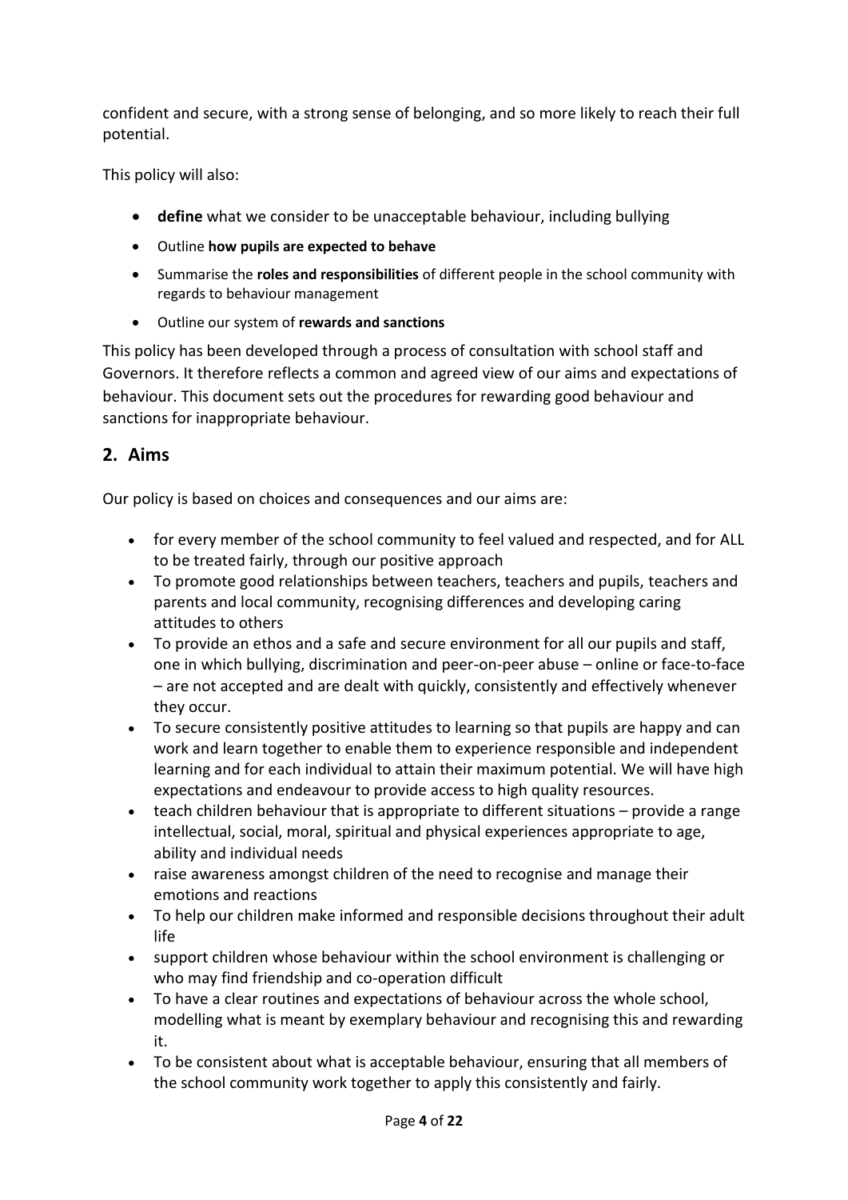confident and secure, with a strong sense of belonging, and so more likely to reach their full potential.

This policy will also:

- **define** what we consider to be unacceptable behaviour, including bullying
- Outline **how pupils are expected to behave**
- Summarise the **roles and responsibilities** of different people in the school community with regards to behaviour management
- Outline our system of **rewards and sanctions**

This policy has been developed through a process of consultation with school staff and Governors. It therefore reflects a common and agreed view of our aims and expectations of behaviour. This document sets out the procedures for rewarding good behaviour and sanctions for inappropriate behaviour.

## 2. Aims

Our policy is based on choices and consequences and our aims are:

- for every member of the school community to feel valued and respected, and for ALL to be treated fairly, through our positive approach
- To promote good relationships between teachers, teachers and pupils, teachers and parents and local community, recognising differences and developing caring attitudes to others
- To provide an ethos and a safe and secure environment for all our pupils and staff, one in which bullying, discrimination and peer-on-peer abuse – online or face-to-face – are not accepted and are dealt with quickly, consistently and effectively whenever they occur.
- To secure consistently positive attitudes to learning so that pupils are happy and can work and learn together to enable them to experience responsible and independent learning and for each individual to attain their maximum potential. We will have high expectations and endeavour to provide access to high quality resources.
- teach children behaviour that is appropriate to different situations – provide a range intellectual, social, moral, spiritual and physical experiences appropriate to age, ability and individual needs
- raise awareness amongst children of the need to recognise and manage their emotions and reactions
- To help our children make informed and responsible decisions throughout their adult life
- support children whose behaviour within the school environment is challenging or who may find friendship and co-operation difficult
- To have a clear routines and expectations of behaviour across the whole school, modelling what is meant by exemplary behaviour and recognising this and rewarding it.
- To be consistent about what is acceptable behaviour, ensuring that all members of the school community work together to apply this consistently and fairly.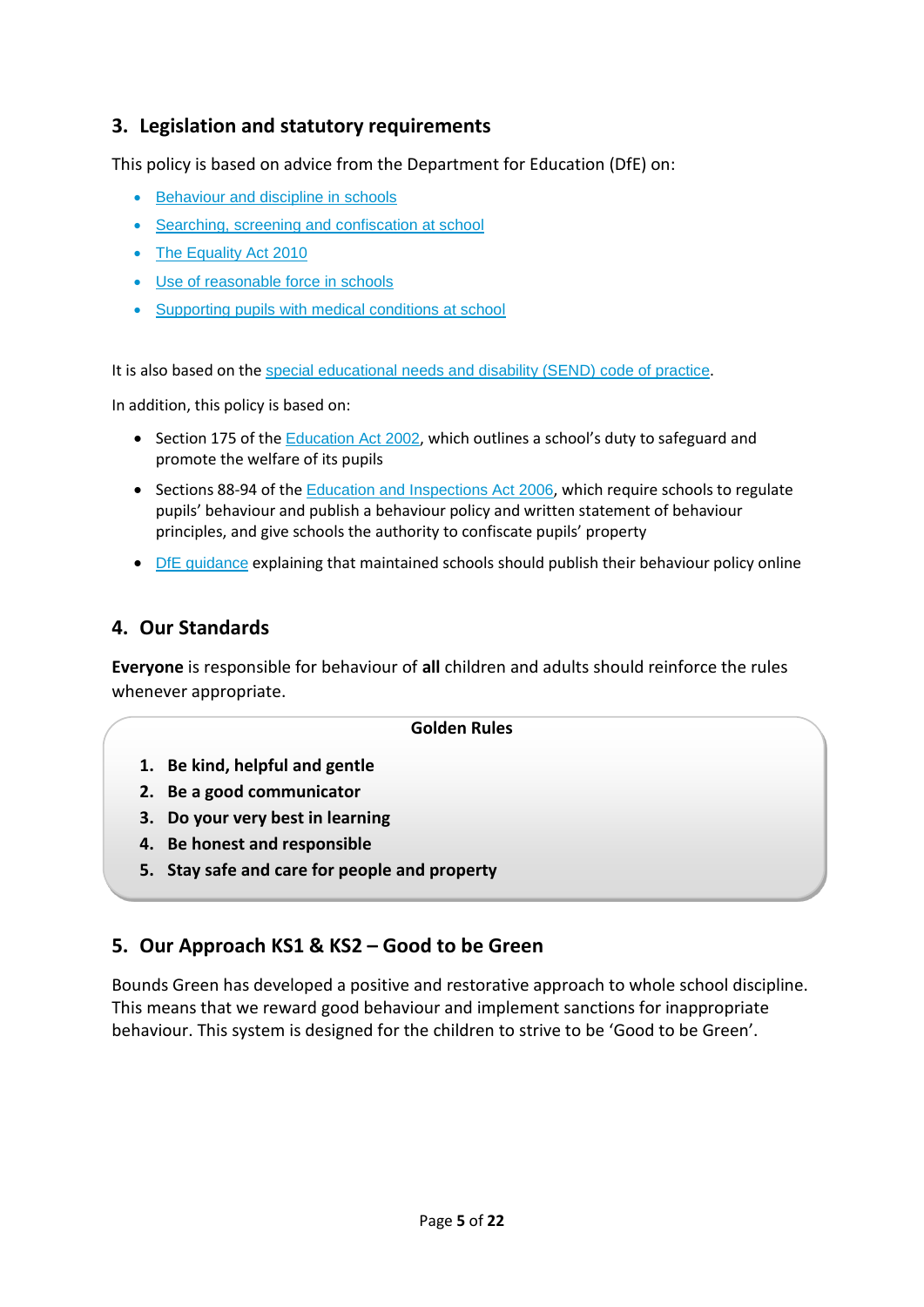## 3. Legislation and statutory requirements

This policy is based on advice from the Department for Education (DfE) on:

- Behaviour and discipline in schools
- Searching, screening and confiscation at school
- The Equality Act 2010
- Use of reasonable force in schools
- Supporting pupils with medical conditions at school

It is also based on the special educational needs and disability (SEND) code of practice.

In addition, this policy is based on:

- Section 175 of the Education Act 2002, which outlines a school's duty to safeguard and promote the welfare of its pupils
- Sections 88-94 of the Education and Inspections Act 2006, which require schools to regulate pupils' behaviour and publish a behaviour policy and written statement of behaviour principles, and give schools the authority to confiscate pupils' property
- DfE guidance explaining that maintained schools should publish their behaviour policy online

## 4. Our Standards

**Everyone** is responsible for behaviour of **all** children and adults should reinforce the rules whenever appropriate.

**Golden Rules**

1. **Be kind, helpful and gentle**
2. **Be a good communicator**
3. **Do your very best in learning**
4. **Be honest and responsible**
5. **Stay safe and care for people and property**

## 5. Our Approach KS1 & KS2 – Good to be Green

Bounds Green has developed a positive and restorative approach to whole school discipline. This means that we reward good behaviour and implement sanctions for inappropriate behaviour. This system is designed for the children to strive to be 'Good to be Green'.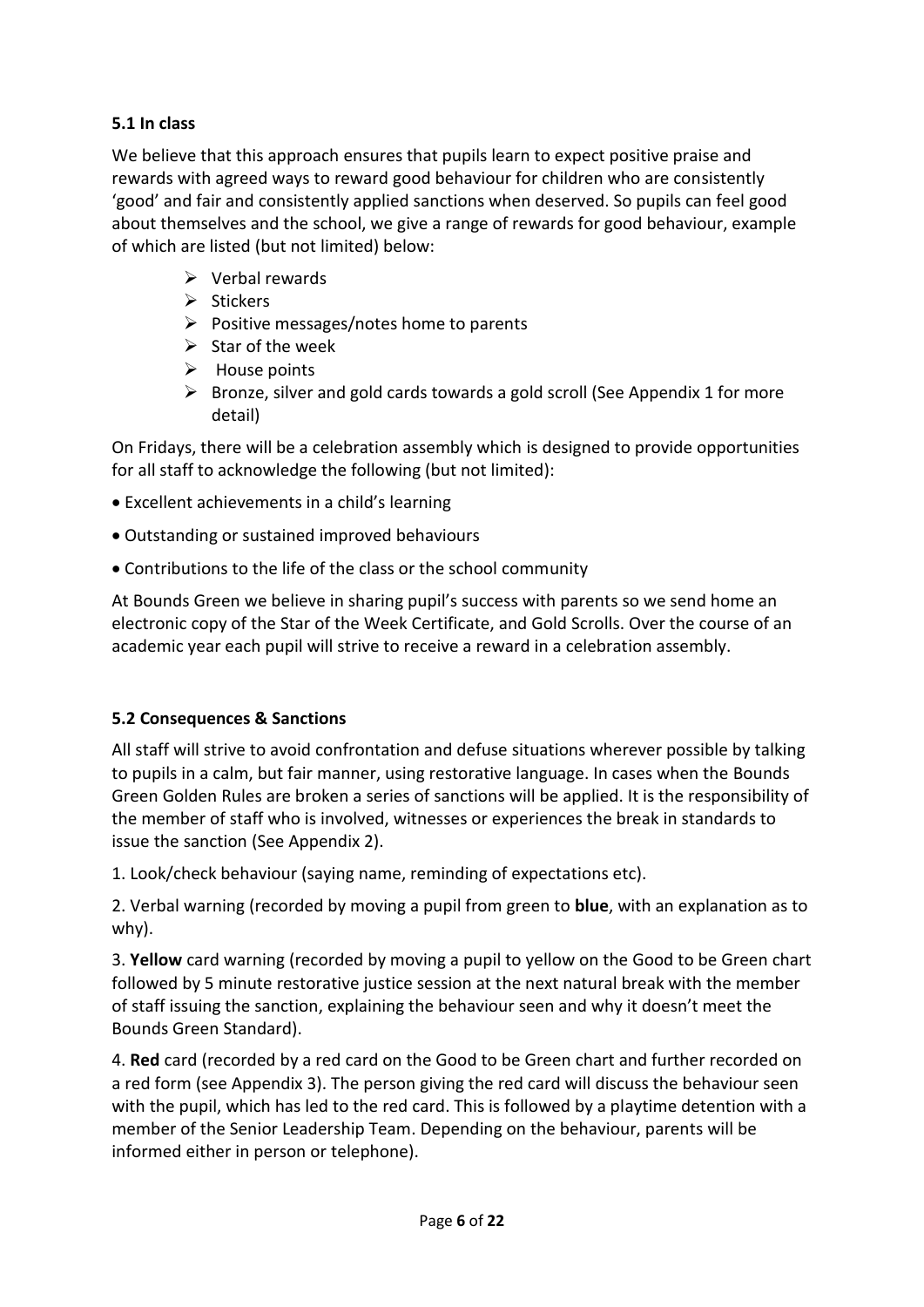### 5.1 In class

We believe that this approach ensures that pupils learn to expect positive praise and rewards with agreed ways to reward good behaviour for children who are consistently 'good' and fair and consistently applied sanctions when deserved. So pupils can feel good about themselves and the school, we give a range of rewards for good behaviour, example of which are listed (but not limited) below:

- Verbal rewards
- Stickers
- Positive messages/notes home to parents
- Star of the week
- House points
- Bronze, silver and gold cards towards a gold scroll (See Appendix 1 for more detail)

On Fridays, there will be a celebration assembly which is designed to provide opportunities for all staff to acknowledge the following (but not limited):

- Excellent achievements in a child's learning
- Outstanding or sustained improved behaviours
- Contributions to the life of the class or the school community

At Bounds Green we believe in sharing pupil's success with parents so we send home an electronic copy of the Star of the Week Certificate, and Gold Scrolls. Over the course of an academic year each pupil will strive to receive a reward in a celebration assembly.

### 5.2 Consequences & Sanctions

All staff will strive to avoid confrontation and defuse situations wherever possible by talking to pupils in a calm, but fair manner, using restorative language. In cases when the Bounds Green Golden Rules are broken a series of sanctions will be applied. It is the responsibility of the member of staff who is involved, witnesses or experiences the break in standards to issue the sanction (See Appendix 2).

1. Look/check behaviour (saying name, reminding of expectations etc).

2. Verbal warning (recorded by moving a pupil from green to **blue**, with an explanation as to why).

3. **Yellow** card warning (recorded by moving a pupil to yellow on the Good to be Green chart followed by 5 minute restorative justice session at the next natural break with the member of staff issuing the sanction, explaining the behaviour seen and why it doesn't meet the Bounds Green Standard).

4. **Red** card (recorded by a red card on the Good to be Green chart and further recorded on a red form (see Appendix 3). The person giving the red card will discuss the behaviour seen with the pupil, which has led to the red card. This is followed by a playtime detention with a member of the Senior Leadership Team. Depending on the behaviour, parents will be informed either in person or telephone).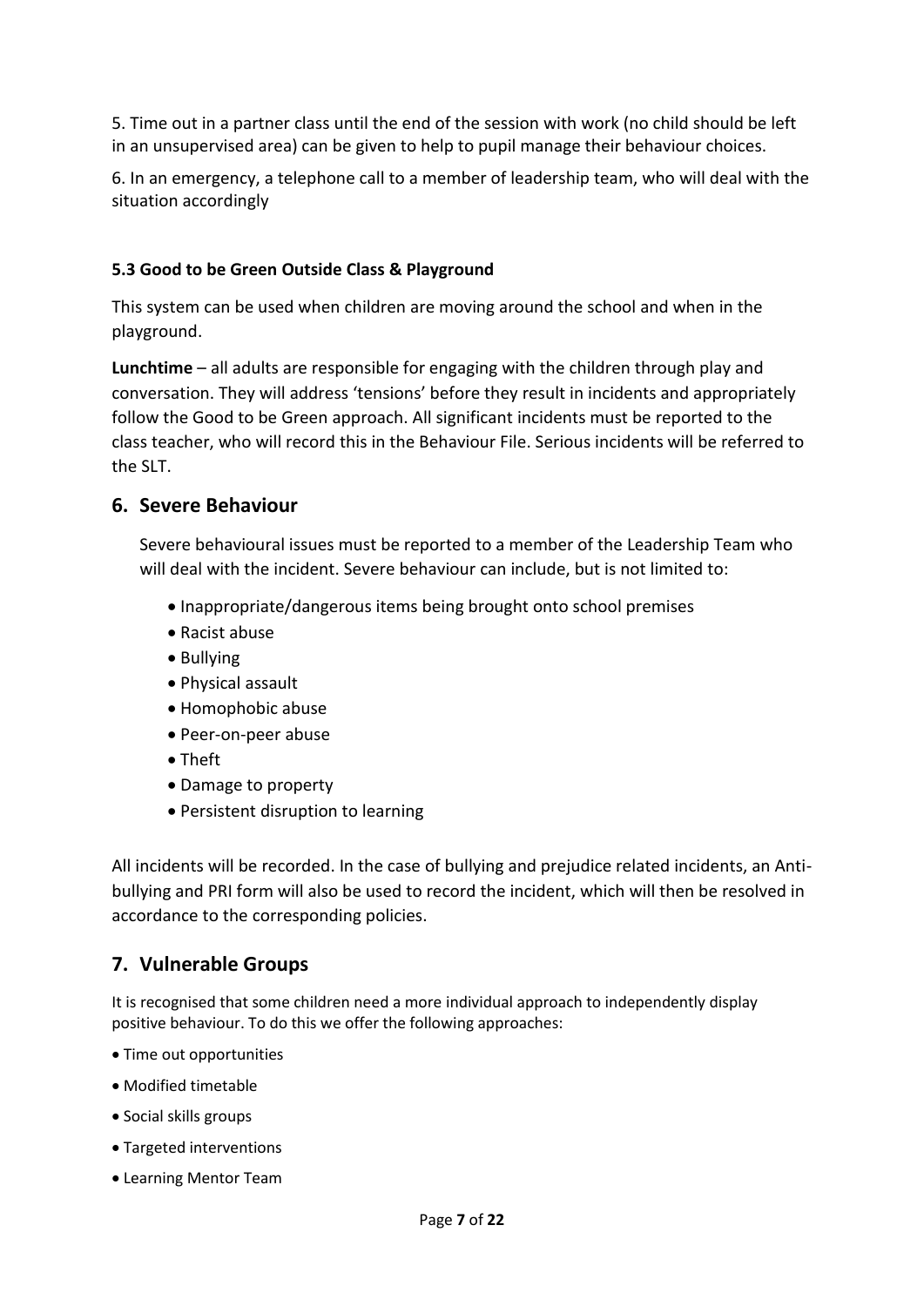5. Time out in a partner class until the end of the session with work (no child should be left in an unsupervised area) can be given to help to pupil manage their behaviour choices.

6. In an emergency, a telephone call to a member of leadership team, who will deal with the situation accordingly

### 5.3 Good to be Green Outside Class & Playground

This system can be used when children are moving around the school and when in the playground.

**Lunchtime** – all adults are responsible for engaging with the children through play and conversation. They will address 'tensions' before they result in incidents and appropriately follow the Good to be Green approach. All significant incidents must be reported to the class teacher, who will record this in the Behaviour File. Serious incidents will be referred to the SLT.

## 6. Severe Behaviour

Severe behavioural issues must be reported to a member of the Leadership Team who will deal with the incident. Severe behaviour can include, but is not limited to:

- Inappropriate/dangerous items being brought onto school premises
- Racist abuse
- Bullying
- Physical assault
- Homophobic abuse
- Peer-on-peer abuse
- Theft
- Damage to property
- Persistent disruption to learning

All incidents will be recorded. In the case of bullying and prejudice related incidents, an Anti-bullying and PRI form will also be used to record the incident, which will then be resolved in accordance to the corresponding policies.

## 7. Vulnerable Groups

It is recognised that some children need a more individual approach to independently display positive behaviour. To do this we offer the following approaches:

- Time out opportunities
- Modified timetable
- Social skills groups
- Targeted interventions
- Learning Mentor Team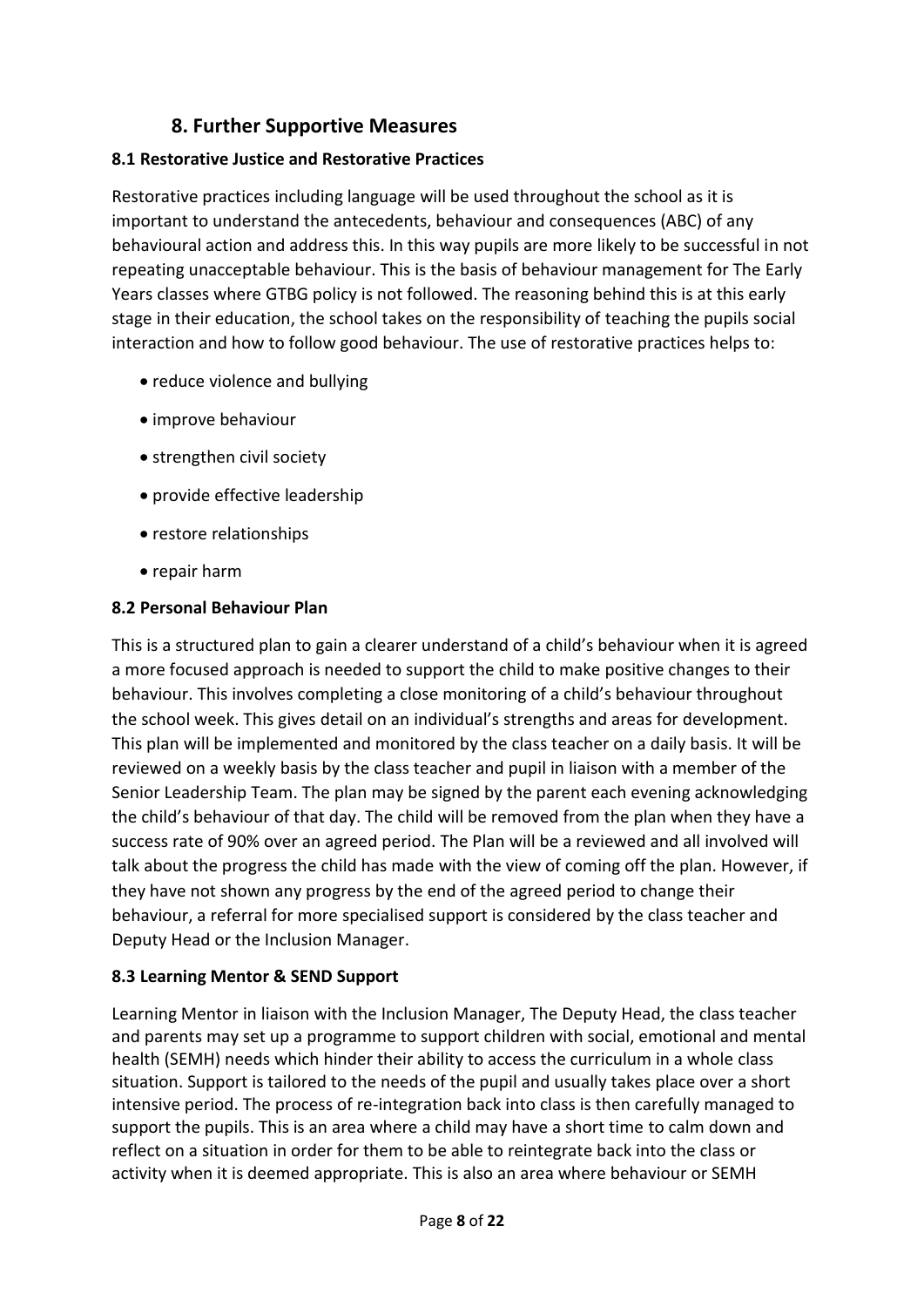## 8. Further Supportive Measures

### 8.1 Restorative Justice and Restorative Practices

Restorative practices including language will be used throughout the school as it is important to understand the antecedents, behaviour and consequences (ABC) of any behavioural action and address this. In this way pupils are more likely to be successful in not repeating unacceptable behaviour. This is the basis of behaviour management for The Early Years classes where GTBG policy is not followed. The reasoning behind this is at this early stage in their education, the school takes on the responsibility of teaching the pupils social interaction and how to follow good behaviour. The use of restorative practices helps to:

- reduce violence and bullying
- improve behaviour
- strengthen civil society
- provide effective leadership
- restore relationships
- repair harm

### 8.2 Personal Behaviour Plan

This is a structured plan to gain a clearer understand of a child's behaviour when it is agreed a more focused approach is needed to support the child to make positive changes to their behaviour. This involves completing a close monitoring of a child's behaviour throughout the school week. This gives detail on an individual's strengths and areas for development. This plan will be implemented and monitored by the class teacher on a daily basis. It will be reviewed on a weekly basis by the class teacher and pupil in liaison with a member of the Senior Leadership Team. The plan may be signed by the parent each evening acknowledging the child's behaviour of that day. The child will be removed from the plan when they have a success rate of 90% over an agreed period. The Plan will be a reviewed and all involved will talk about the progress the child has made with the view of coming off the plan. However, if they have not shown any progress by the end of the agreed period to change their behaviour, a referral for more specialised support is considered by the class teacher and Deputy Head or the Inclusion Manager.

### 8.3 Learning Mentor & SEND Support

Learning Mentor in liaison with the Inclusion Manager, The Deputy Head, the class teacher and parents may set up a programme to support children with social, emotional and mental health (SEMH) needs which hinder their ability to access the curriculum in a whole class situation. Support is tailored to the needs of the pupil and usually takes place over a short intensive period. The process of re-integration back into class is then carefully managed to support the pupils. This is an area where a child may have a short time to calm down and reflect on a situation in order for them to be able to reintegrate back into the class or activity when it is deemed appropriate. This is also an area where behaviour or SEMH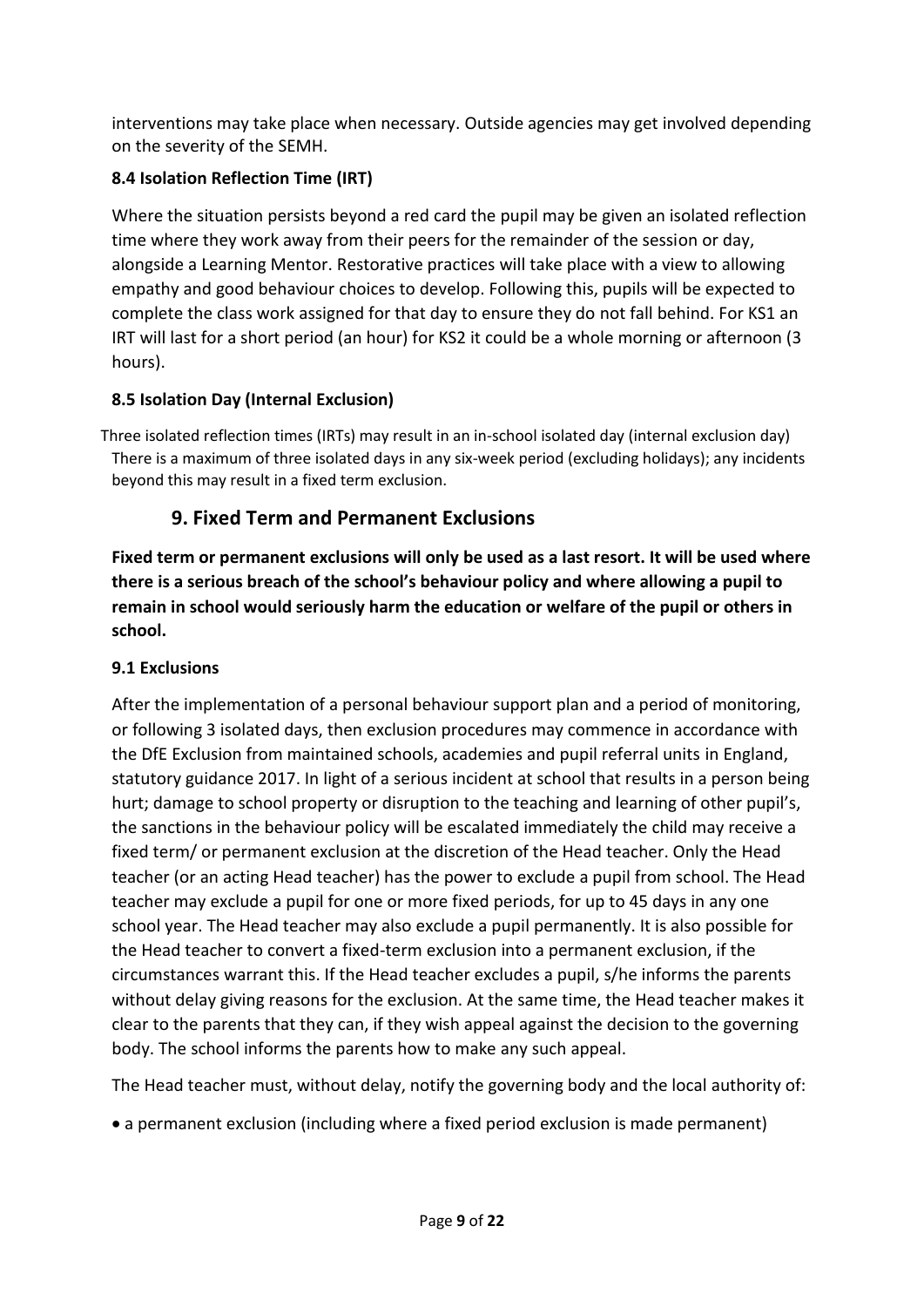interventions may take place when necessary. Outside agencies may get involved depending on the severity of the SEMH.

### 8.4 Isolation Reflection Time (IRT)

Where the situation persists beyond a red card the pupil may be given an isolated reflection time where they work away from their peers for the remainder of the session or day, alongside a Learning Mentor. Restorative practices will take place with a view to allowing empathy and good behaviour choices to develop. Following this, pupils will be expected to complete the class work assigned for that day to ensure they do not fall behind. For KS1 an IRT will last for a short period (an hour) for KS2 it could be a whole morning or afternoon (3 hours).

### 8.5 Isolation Day (Internal Exclusion)

Three isolated reflection times (IRTs) may result in an in-school isolated day (internal exclusion day) There is a maximum of three isolated days in any six-week period (excluding holidays); any incidents beyond this may result in a fixed term exclusion.

## 9. Fixed Term and Permanent Exclusions

**Fixed term or permanent exclusions will only be used as a last resort. It will be used where there is a serious breach of the school's behaviour policy and where allowing a pupil to remain in school would seriously harm the education or welfare of the pupil or others in school.**

### 9.1 Exclusions

After the implementation of a personal behaviour support plan and a period of monitoring, or following 3 isolated days, then exclusion procedures may commence in accordance with the DfE Exclusion from maintained schools, academies and pupil referral units in England, statutory guidance 2017. In light of a serious incident at school that results in a person being hurt; damage to school property or disruption to the teaching and learning of other pupil's, the sanctions in the behaviour policy will be escalated immediately the child may receive a fixed term/ or permanent exclusion at the discretion of the Head teacher. Only the Head teacher (or an acting Head teacher) has the power to exclude a pupil from school. The Head teacher may exclude a pupil for one or more fixed periods, for up to 45 days in any one school year. The Head teacher may also exclude a pupil permanently. It is also possible for the Head teacher to convert a fixed-term exclusion into a permanent exclusion, if the circumstances warrant this. If the Head teacher excludes a pupil, s/he informs the parents without delay giving reasons for the exclusion. At the same time, the Head teacher makes it clear to the parents that they can, if they wish appeal against the decision to the governing body. The school informs the parents how to make any such appeal.

The Head teacher must, without delay, notify the governing body and the local authority of:

- a permanent exclusion (including where a fixed period exclusion is made permanent)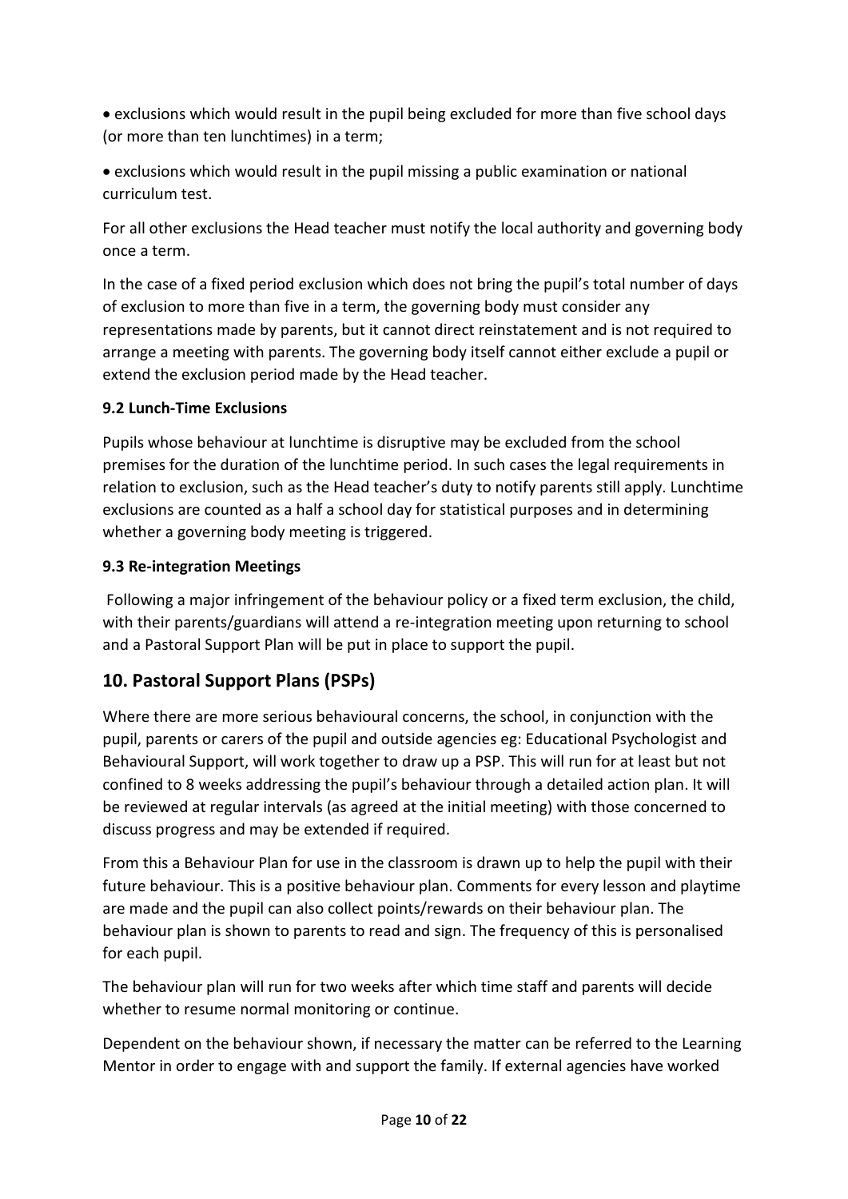- exclusions which would result in the pupil being excluded for more than five school days (or more than ten lunchtimes) in a term;
- exclusions which would result in the pupil missing a public examination or national curriculum test.

For all other exclusions the Head teacher must notify the local authority and governing body once a term.

In the case of a fixed period exclusion which does not bring the pupil's total number of days of exclusion to more than five in a term, the governing body must consider any representations made by parents, but it cannot direct reinstatement and is not required to arrange a meeting with parents. The governing body itself cannot either exclude a pupil or extend the exclusion period made by the Head teacher.

### 9.2 Lunch-Time Exclusions

Pupils whose behaviour at lunchtime is disruptive may be excluded from the school premises for the duration of the lunchtime period. In such cases the legal requirements in relation to exclusion, such as the Head teacher's duty to notify parents still apply. Lunchtime exclusions are counted as a half a school day for statistical purposes and in determining whether a governing body meeting is triggered.

### 9.3 Re-integration Meetings

Following a major infringement of the behaviour policy or a fixed term exclusion, the child, with their parents/guardians will attend a re-integration meeting upon returning to school and a Pastoral Support Plan will be put in place to support the pupil.

## 10. Pastoral Support Plans (PSPs)

Where there are more serious behavioural concerns, the school, in conjunction with the pupil, parents or carers of the pupil and outside agencies eg: Educational Psychologist and Behavioural Support, will work together to draw up a PSP. This will run for at least but not confined to 8 weeks addressing the pupil's behaviour through a detailed action plan. It will be reviewed at regular intervals (as agreed at the initial meeting) with those concerned to discuss progress and may be extended if required.

From this a Behaviour Plan for use in the classroom is drawn up to help the pupil with their future behaviour. This is a positive behaviour plan. Comments for every lesson and playtime are made and the pupil can also collect points/rewards on their behaviour plan. The behaviour plan is shown to parents to read and sign. The frequency of this is personalised for each pupil.

The behaviour plan will run for two weeks after which time staff and parents will decide whether to resume normal monitoring or continue.

Dependent on the behaviour shown, if necessary the matter can be referred to the Learning Mentor in order to engage with and support the family. If external agencies have worked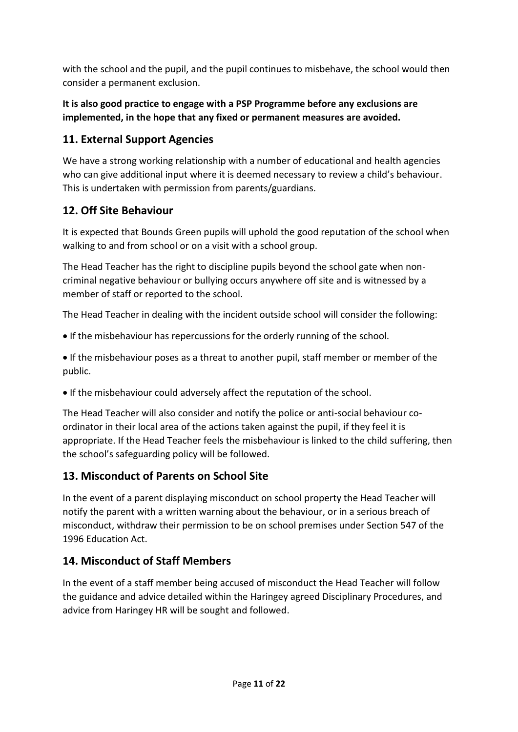with the school and the pupil, and the pupil continues to misbehave, the school would then consider a permanent exclusion.

**It is also good practice to engage with a PSP Programme before any exclusions are implemented, in the hope that any fixed or permanent measures are avoided.**

## 11. External Support Agencies

We have a strong working relationship with a number of educational and health agencies who can give additional input where it is deemed necessary to review a child's behaviour. This is undertaken with permission from parents/guardians.

## 12. Off Site Behaviour

It is expected that Bounds Green pupils will uphold the good reputation of the school when walking to and from school or on a visit with a school group.

The Head Teacher has the right to discipline pupils beyond the school gate when non-criminal negative behaviour or bullying occurs anywhere off site and is witnessed by a member of staff or reported to the school.

The Head Teacher in dealing with the incident outside school will consider the following:

- If the misbehaviour has repercussions for the orderly running of the school.
- If the misbehaviour poses as a threat to another pupil, staff member or member of the public.
- If the misbehaviour could adversely affect the reputation of the school.

The Head Teacher will also consider and notify the police or anti-social behaviour co-ordinator in their local area of the actions taken against the pupil, if they feel it is appropriate. If the Head Teacher feels the misbehaviour is linked to the child suffering, then the school's safeguarding policy will be followed.

## 13. Misconduct of Parents on School Site

In the event of a parent displaying misconduct on school property the Head Teacher will notify the parent with a written warning about the behaviour, or in a serious breach of misconduct, withdraw their permission to be on school premises under Section 547 of the 1996 Education Act.

## 14. Misconduct of Staff Members

In the event of a staff member being accused of misconduct the Head Teacher will follow the guidance and advice detailed within the Haringey agreed Disciplinary Procedures, and advice from Haringey HR will be sought and followed.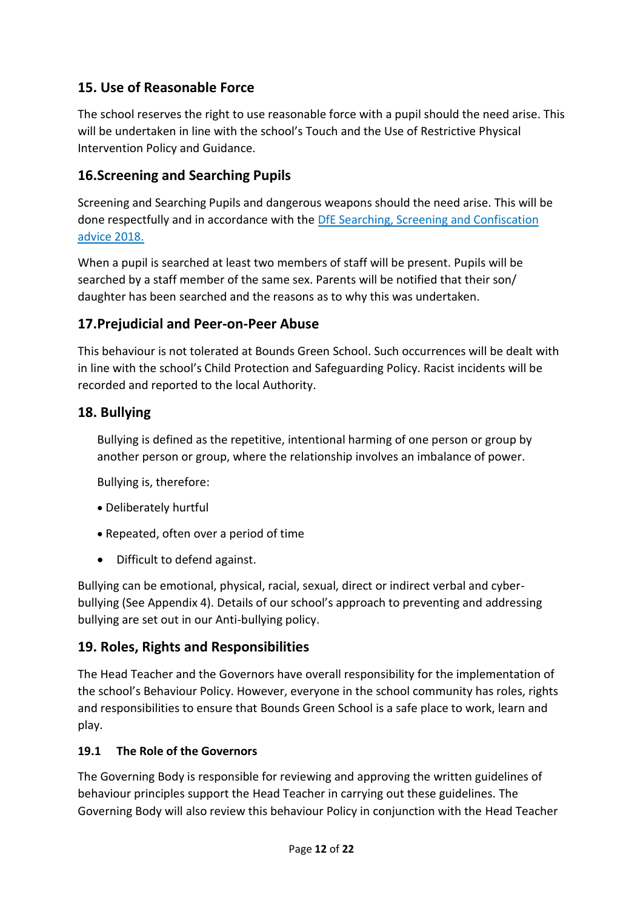## 15. Use of Reasonable Force

The school reserves the right to use reasonable force with a pupil should the need arise. This will be undertaken in line with the school's Touch and the Use of Restrictive Physical Intervention Policy and Guidance.

## 16.Screening and Searching Pupils

Screening and Searching Pupils and dangerous weapons should the need arise. This will be done respectfully and in accordance with the DfE Searching, Screening and Confiscation advice 2018.

When a pupil is searched at least two members of staff will be present. Pupils will be searched by a staff member of the same sex. Parents will be notified that their son/ daughter has been searched and the reasons as to why this was undertaken.

## 17.Prejudicial and Peer-on-Peer Abuse

This behaviour is not tolerated at Bounds Green School. Such occurrences will be dealt with in line with the school's Child Protection and Safeguarding Policy. Racist incidents will be recorded and reported to the local Authority.

## 18. Bullying

Bullying is defined as the repetitive, intentional harming of one person or group by another person or group, where the relationship involves an imbalance of power.

Bullying is, therefore:

- Deliberately hurtful
- Repeated, often over a period of time
- Difficult to defend against.

Bullying can be emotional, physical, racial, sexual, direct or indirect verbal and cyber-bullying (See Appendix 4). Details of our school's approach to preventing and addressing bullying are set out in our Anti-bullying policy.

## 19. Roles, Rights and Responsibilities

The Head Teacher and the Governors have overall responsibility for the implementation of the school's Behaviour Policy. However, everyone in the school community has roles, rights and responsibilities to ensure that Bounds Green School is a safe place to work, learn and play.

### 19.1 The Role of the Governors

The Governing Body is responsible for reviewing and approving the written guidelines of behaviour principles support the Head Teacher in carrying out these guidelines. The Governing Body will also review this behaviour Policy in conjunction with the Head Teacher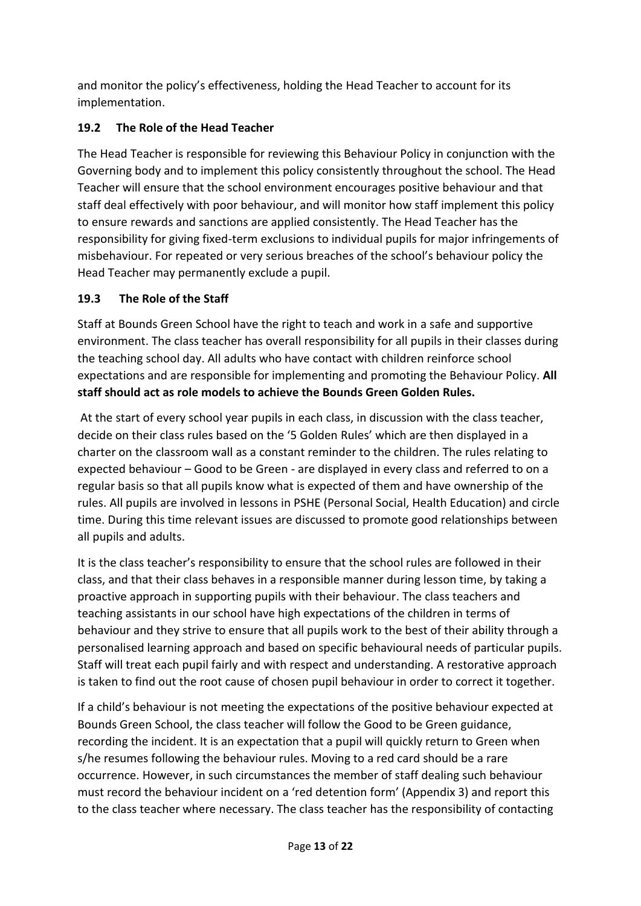and monitor the policy's effectiveness, holding the Head Teacher to account for its implementation.

### 19.2 The Role of the Head Teacher

The Head Teacher is responsible for reviewing this Behaviour Policy in conjunction with the Governing body and to implement this policy consistently throughout the school. The Head Teacher will ensure that the school environment encourages positive behaviour and that staff deal effectively with poor behaviour, and will monitor how staff implement this policy to ensure rewards and sanctions are applied consistently. The Head Teacher has the responsibility for giving fixed-term exclusions to individual pupils for major infringements of misbehaviour. For repeated or very serious breaches of the school's behaviour policy the Head Teacher may permanently exclude a pupil.

### 19.3 The Role of the Staff

Staff at Bounds Green School have the right to teach and work in a safe and supportive environment. The class teacher has overall responsibility for all pupils in their classes during the teaching school day. All adults who have contact with children reinforce school expectations and are responsible for implementing and promoting the Behaviour Policy. **All staff should act as role models to achieve the Bounds Green Golden Rules.**

At the start of every school year pupils in each class, in discussion with the class teacher, decide on their class rules based on the '5 Golden Rules' which are then displayed in a charter on the classroom wall as a constant reminder to the children. The rules relating to expected behaviour – Good to be Green - are displayed in every class and referred to on a regular basis so that all pupils know what is expected of them and have ownership of the rules. All pupils are involved in lessons in PSHE (Personal Social, Health Education) and circle time. During this time relevant issues are discussed to promote good relationships between all pupils and adults.

It is the class teacher's responsibility to ensure that the school rules are followed in their class, and that their class behaves in a responsible manner during lesson time, by taking a proactive approach in supporting pupils with their behaviour. The class teachers and teaching assistants in our school have high expectations of the children in terms of behaviour and they strive to ensure that all pupils work to the best of their ability through a personalised learning approach and based on specific behavioural needs of particular pupils. Staff will treat each pupil fairly and with respect and understanding. A restorative approach is taken to find out the root cause of chosen pupil behaviour in order to correct it together.

If a child's behaviour is not meeting the expectations of the positive behaviour expected at Bounds Green School, the class teacher will follow the Good to be Green guidance, recording the incident. It is an expectation that a pupil will quickly return to Green when s/he resumes following the behaviour rules. Moving to a red card should be a rare occurrence. However, in such circumstances the member of staff dealing such behaviour must record the behaviour incident on a 'red detention form' (Appendix 3) and report this to the class teacher where necessary. The class teacher has the responsibility of contacting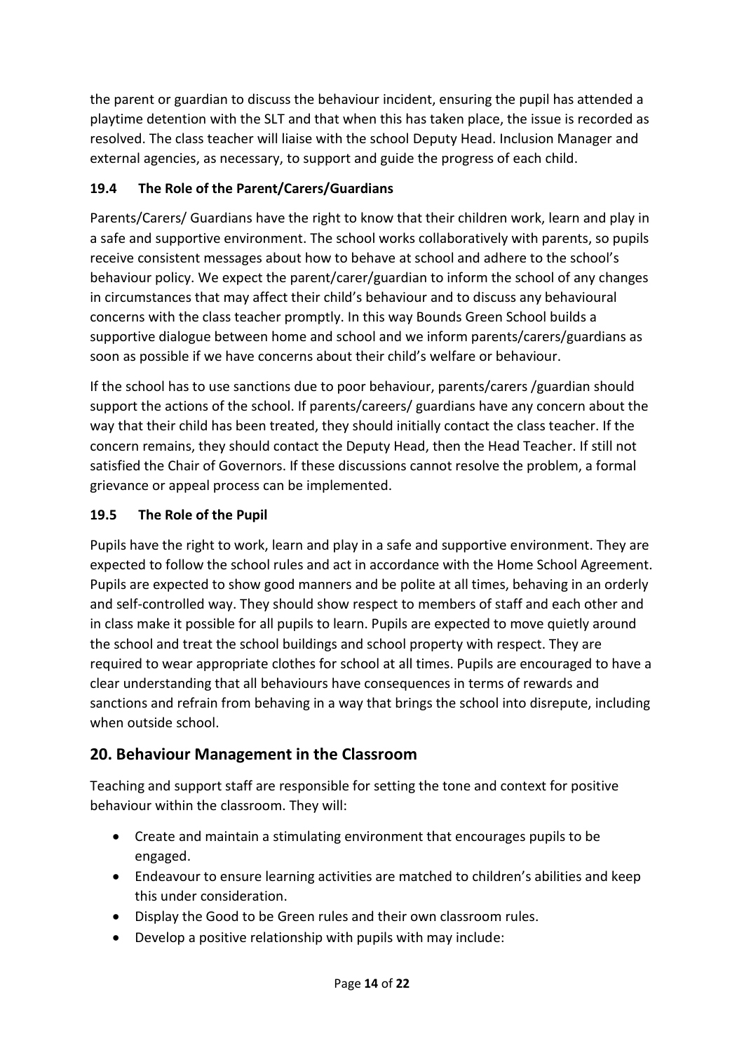the parent or guardian to discuss the behaviour incident, ensuring the pupil has attended a playtime detention with the SLT and that when this has taken place, the issue is recorded as resolved. The class teacher will liaise with the school Deputy Head. Inclusion Manager and external agencies, as necessary, to support and guide the progress of each child.

### 19.4 The Role of the Parent/Carers/Guardians

Parents/Carers/ Guardians have the right to know that their children work, learn and play in a safe and supportive environment. The school works collaboratively with parents, so pupils receive consistent messages about how to behave at school and adhere to the school's behaviour policy. We expect the parent/carer/guardian to inform the school of any changes in circumstances that may affect their child's behaviour and to discuss any behavioural concerns with the class teacher promptly. In this way Bounds Green School builds a supportive dialogue between home and school and we inform parents/carers/guardians as soon as possible if we have concerns about their child's welfare or behaviour.

If the school has to use sanctions due to poor behaviour, parents/carers /guardian should support the actions of the school. If parents/careers/ guardians have any concern about the way that their child has been treated, they should initially contact the class teacher. If the concern remains, they should contact the Deputy Head, then the Head Teacher. If still not satisfied the Chair of Governors. If these discussions cannot resolve the problem, a formal grievance or appeal process can be implemented.

### 19.5 The Role of the Pupil

Pupils have the right to work, learn and play in a safe and supportive environment. They are expected to follow the school rules and act in accordance with the Home School Agreement. Pupils are expected to show good manners and be polite at all times, behaving in an orderly and self-controlled way. They should show respect to members of staff and each other and in class make it possible for all pupils to learn. Pupils are expected to move quietly around the school and treat the school buildings and school property with respect. They are required to wear appropriate clothes for school at all times. Pupils are encouraged to have a clear understanding that all behaviours have consequences in terms of rewards and sanctions and refrain from behaving in a way that brings the school into disrepute, including when outside school.

## 20. Behaviour Management in the Classroom

Teaching and support staff are responsible for setting the tone and context for positive behaviour within the classroom. They will:

- Create and maintain a stimulating environment that encourages pupils to be engaged.
- Endeavour to ensure learning activities are matched to children's abilities and keep this under consideration.
- Display the Good to be Green rules and their own classroom rules.
- Develop a positive relationship with pupils with may include: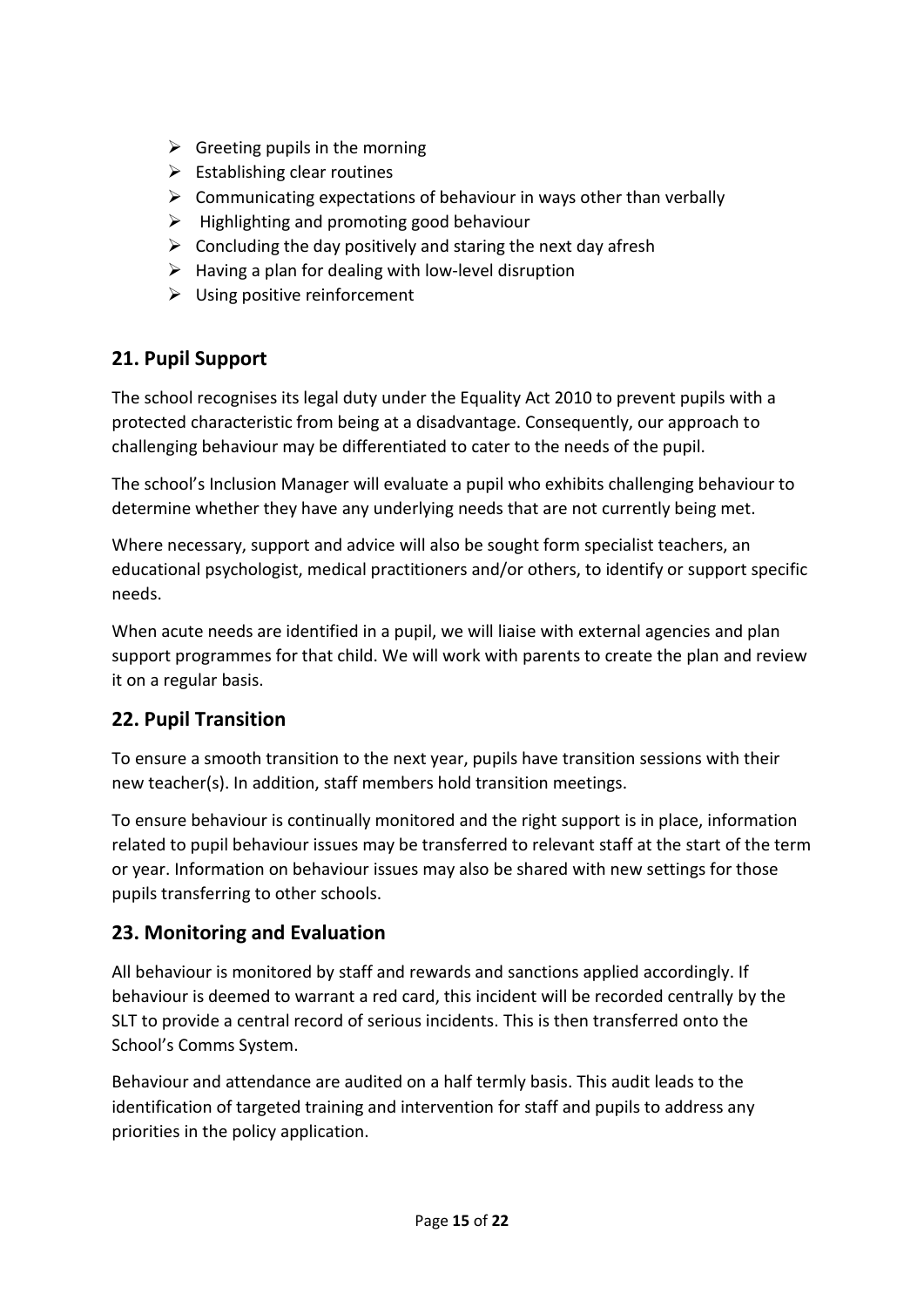- Greeting pupils in the morning
- Establishing clear routines
- Communicating expectations of behaviour in ways other than verbally
- Highlighting and promoting good behaviour
- Concluding the day positively and staring the next day afresh
- Having a plan for dealing with low-level disruption
- Using positive reinforcement

## 21. Pupil Support

The school recognises its legal duty under the Equality Act 2010 to prevent pupils with a protected characteristic from being at a disadvantage. Consequently, our approach to challenging behaviour may be differentiated to cater to the needs of the pupil.

The school's Inclusion Manager will evaluate a pupil who exhibits challenging behaviour to determine whether they have any underlying needs that are not currently being met.

Where necessary, support and advice will also be sought form specialist teachers, an educational psychologist, medical practitioners and/or others, to identify or support specific needs.

When acute needs are identified in a pupil, we will liaise with external agencies and plan support programmes for that child. We will work with parents to create the plan and review it on a regular basis.

## 22. Pupil Transition

To ensure a smooth transition to the next year, pupils have transition sessions with their new teacher(s). In addition, staff members hold transition meetings.

To ensure behaviour is continually monitored and the right support is in place, information related to pupil behaviour issues may be transferred to relevant staff at the start of the term or year. Information on behaviour issues may also be shared with new settings for those pupils transferring to other schools.

## 23. Monitoring and Evaluation

All behaviour is monitored by staff and rewards and sanctions applied accordingly. If behaviour is deemed to warrant a red card, this incident will be recorded centrally by the SLT to provide a central record of serious incidents. This is then transferred onto the School's Comms System.

Behaviour and attendance are audited on a half termly basis. This audit leads to the identification of targeted training and intervention for staff and pupils to address any priorities in the policy application.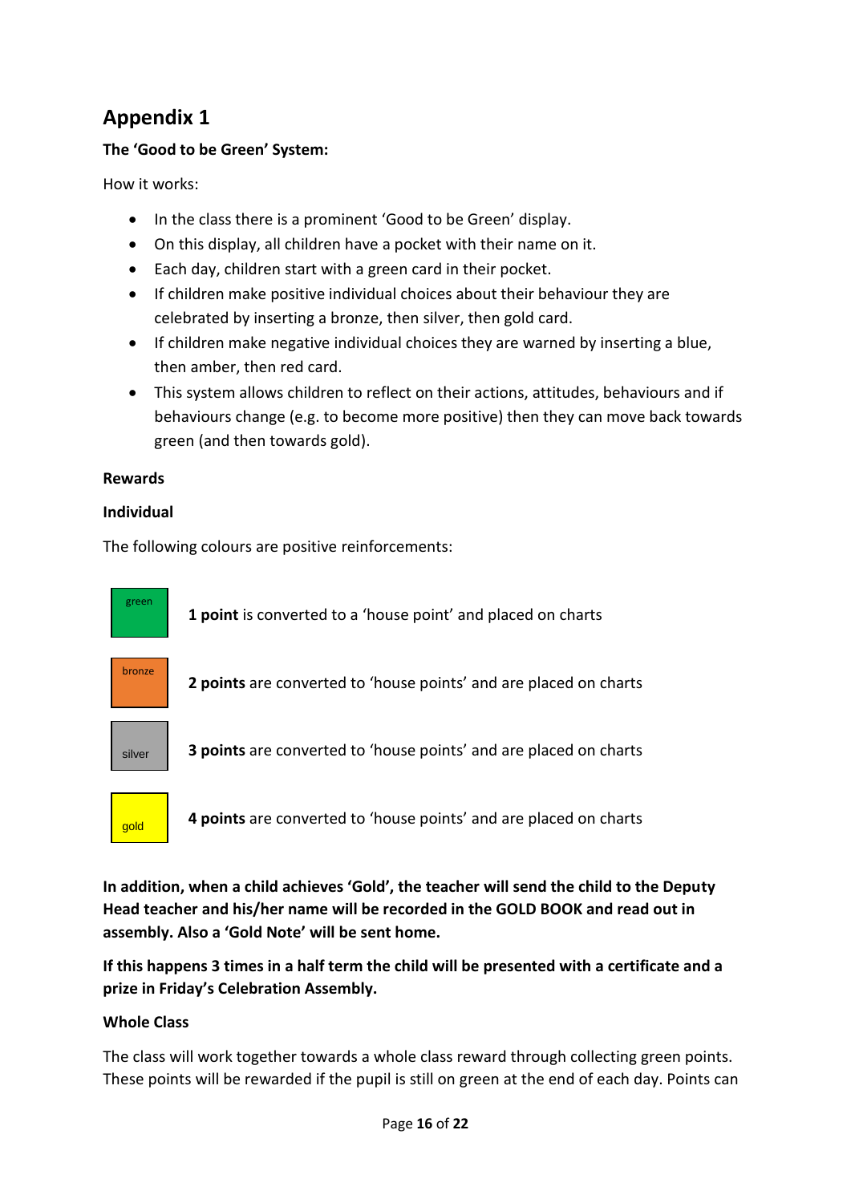# Appendix 1

**The 'Good to be Green' System:**

How it works:

- In the class there is a prominent 'Good to be Green' display.
- On this display, all children have a pocket with their name on it.
- Each day, children start with a green card in their pocket.
- If children make positive individual choices about their behaviour they are celebrated by inserting a bronze, then silver, then gold card.
- If children make negative individual choices they are warned by inserting a blue, then amber, then red card.
- This system allows children to reflect on their actions, attitudes, behaviours and if behaviours change (e.g. to become more positive) then they can move back towards green (and then towards gold).

**Rewards**

**Individual**

The following colours are positive reinforcements:

| Colour | Points |
|---|---|
| green | **1 point** is converted to a 'house point' and placed on charts |
| bronze | **2 points** are converted to 'house points' and are placed on charts |
| silver | **3 points** are converted to 'house points' and are placed on charts |
| gold | **4 points** are converted to 'house points' and are placed on charts |

**In addition, when a child achieves 'Gold', the teacher will send the child to the Deputy Head teacher and his/her name will be recorded in the GOLD BOOK and read out in assembly. Also a 'Gold Note' will be sent home.**

**If this happens 3 times in a half term the child will be presented with a certificate and a prize in Friday's Celebration Assembly.**

**Whole Class**

The class will work together towards a whole class reward through collecting green points. These points will be rewarded if the pupil is still on green at the end of each day. Points can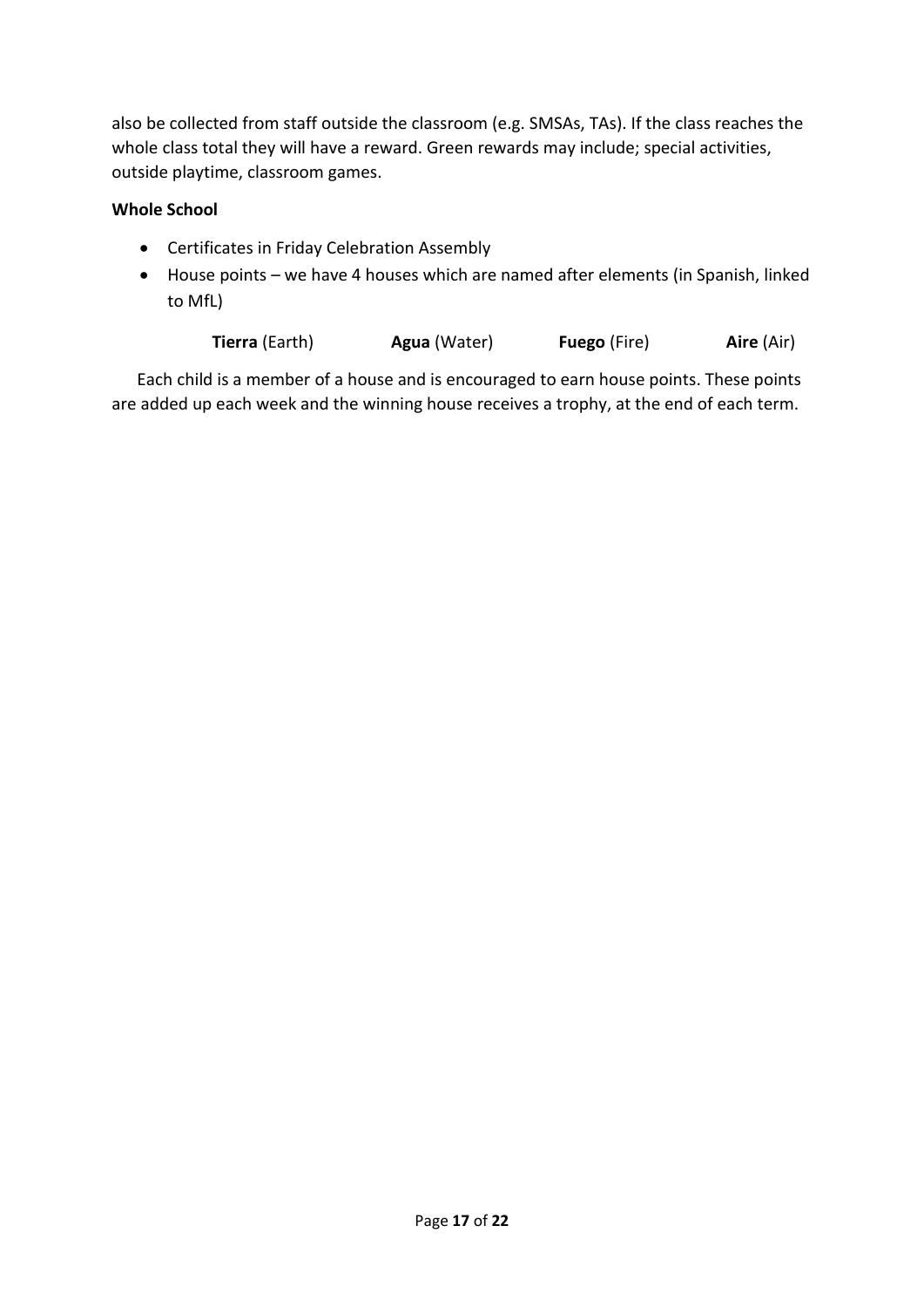also be collected from staff outside the classroom (e.g. SMSAs, TAs). If the class reaches the whole class total they will have a reward. Green rewards may include; special activities, outside playtime, classroom games.

**Whole School**

- Certificates in Friday Celebration Assembly
- House points – we have 4 houses which are named after elements (in Spanish, linked to MfL)

**Tierra** (Earth) **Agua** (Water) **Fuego** (Fire) **Aire** (Air)

Each child is a member of a house and is encouraged to earn house points. These points are added up each week and the winning house receives a trophy, at the end of each term.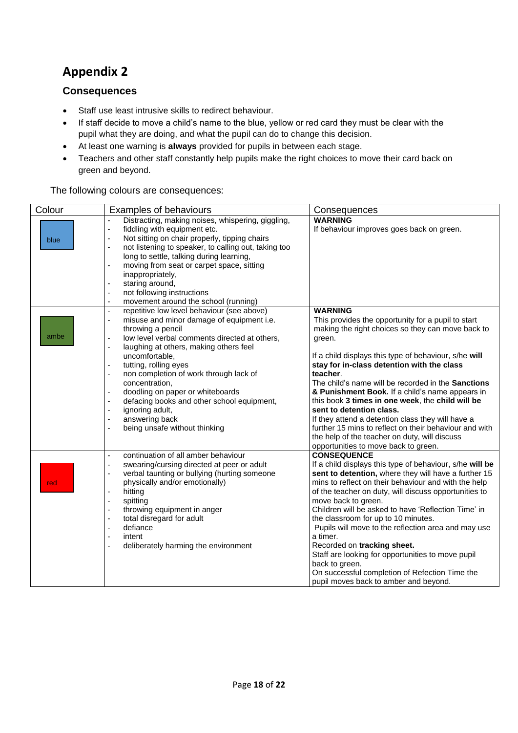# Appendix 2

## Consequences

- Staff use least intrusive skills to redirect behaviour.
- If staff decide to move a child's name to the blue, yellow or red card they must be clear with the pupil what they are doing, and what the pupil can do to change this decision.
- At least one warning is **always** provided for pupils in between each stage.
- Teachers and other staff constantly help pupils make the right choices to move their card back on green and beyond.

The following colours are consequences:

| Colour | Examples of behaviours | Consequences |
|---|---|---|
| blue | - Distracting, making noises, whispering, giggling, fiddling with equipment etc.<br>- Not sitting on chair properly, tipping chairs<br>- not listening to speaker, to calling out, taking too long to settle, talking during learning,<br>- moving from seat or carpet space, sitting inappropriately,<br>- staring around,<br>- not following instructions<br>- movement around the school (running) | **WARNING**<br>If behaviour improves goes back on green. |
| ambe | - repetitive low level behaviour (see above)<br>- misuse and minor damage of equipment i.e. throwing a pencil<br>- low level verbal comments directed at others,<br>- laughing at others, making others feel uncomfortable,<br>- tutting, rolling eyes<br>- non completion of work through lack of concentration,<br>- doodling on paper or whiteboards<br>- defacing books and other school equipment,<br>- ignoring adult,<br>- answering back<br>- being unsafe without thinking | **WARNING**<br>This provides the opportunity for a pupil to start making the right choices so they can move back to green.<br><br>If a child displays this type of behaviour, s/he **will stay for in-class detention with the class teacher**.<br>The child's name will be recorded in the **Sanctions & Punishment Book.** If a child's name appears in this book **3 times in one week**, the **child will be sent to detention class.**<br>If they attend a detention class they will have a further 15 mins to reflect on their behaviour and with the help of the teacher on duty, will discuss opportunities to move back to green. |
| red | - continuation of all amber behaviour<br>- swearing/cursing directed at peer or adult<br>- verbal taunting or bullying (hurting someone physically and/or emotionally)<br>- hitting<br>- spitting<br>- throwing equipment in anger<br>- total disregard for adult<br>- defiance<br>- intent<br>- deliberately harming the environment | **CONSEQUENCE**<br>If a child displays this type of behaviour, s/he **will be sent to detention,** where they will have a further 15 mins to reflect on their behaviour and with the help of the teacher on duty, will discuss opportunities to move back to green.<br>Children will be asked to have 'Reflection Time' in the classroom for up to 10 minutes.<br>Pupils will move to the reflection area and may use a timer.<br>Recorded on **tracking sheet.**<br>Staff are looking for opportunities to move pupil back to green.<br>On successful completion of Refection Time the pupil moves back to amber and beyond. |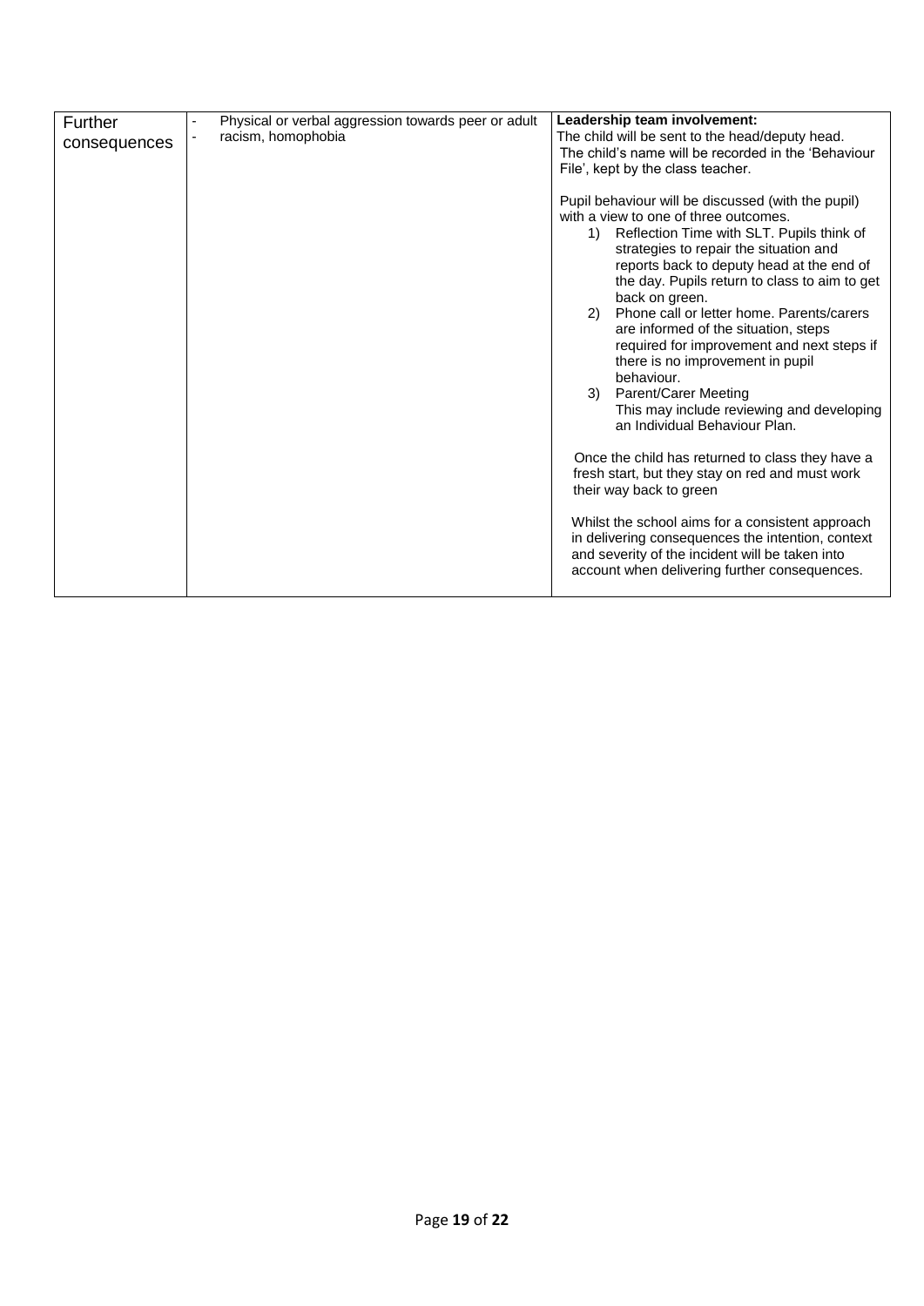| Further consequences | - Physical or verbal aggression towards peer or adult<br>- racism, homophobia | **Leadership team involvement:**<br>The child will be sent to the head/deputy head.<br>The child's name will be recorded in the 'Behaviour File', kept by the class teacher.<br><br>Pupil behaviour will be discussed (with the pupil) with a view to one of three outcomes.<br>1) Reflection Time with SLT. Pupils think of strategies to repair the situation and reports back to deputy head at the end of the day. Pupils return to class to aim to get back on green.<br>2) Phone call or letter home. Parents/carers are informed of the situation, steps required for improvement and next steps if there is no improvement in pupil behaviour.<br>3) Parent/Carer Meeting<br>This may include reviewing and developing an Individual Behaviour Plan.<br><br>Once the child has returned to class they have a fresh start, but they stay on red and must work their way back to green<br><br>Whilst the school aims for a consistent approach in delivering consequences the intention, context and severity of the incident will be taken into account when delivering further consequences. |
|---|---|---|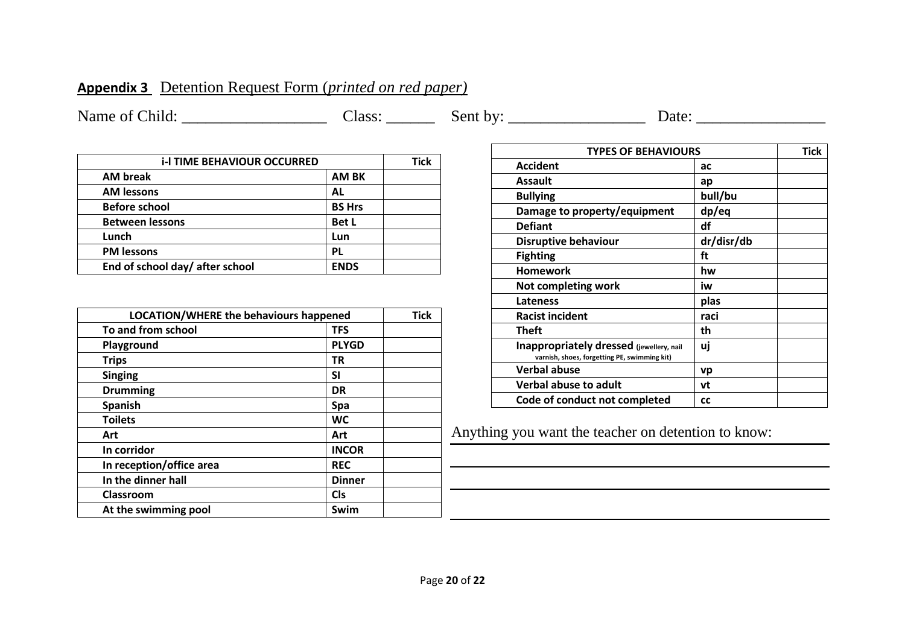**Appendix 3** Detention Request Form (*printed on red paper)*

Name of Child: __________________ Class: ______ Sent by: _________________ Date: ________________

| i-l TIME BEHAVIOUR OCCURRED | | Tick |
|---|---|---|
| AM break | AM BK | |
| AM lessons | AL | |
| Before school | BS Hrs | |
| Between lessons | Bet L | |
| Lunch | Lun | |
| PM lessons | PL | |
| End of school day/ after school | ENDS | |

| LOCATION/WHERE the behaviours happened | | Tick |
|---|---|---|
| To and from school | TFS | |
| Playground | PLYGD | |
| Trips | TR | |
| Singing | SI | |
| Drumming | DR | |
| Spanish | Spa | |
| Toilets | WC | |
| Art | Art | |
| In corridor | INCOR | |
| In reception/office area | REC | |
| In the dinner hall | Dinner | |
| Classroom | Cls | |
| At the swimming pool | Swim | |

| TYPES OF BEHAVIOURS | | Tick |
|---|---|---|
| Accident | ac | |
| Assault | ap | |
| Bullying | bull/bu | |
| Damage to property/equipment | dp/eq | |
| Defiant | df | |
| Disruptive behaviour | dr/disr/db | |
| Fighting | ft | |
| Homework | hw | |
| Not completing work | iw | |
| Lateness | plas | |
| Racist incident | raci | |
| Theft | th | |
| Inappropriately dressed (jewellery, nail varnish, shoes, forgetting PE, swimming kit) | uj | |
| Verbal abuse | vp | |
| Verbal abuse to adult | vt | |
| Code of conduct not completed | cc | |

Anything you want the teacher on detention to know:

_______________________________________________

_______________________________________________

_______________________________________________

_______________________________________________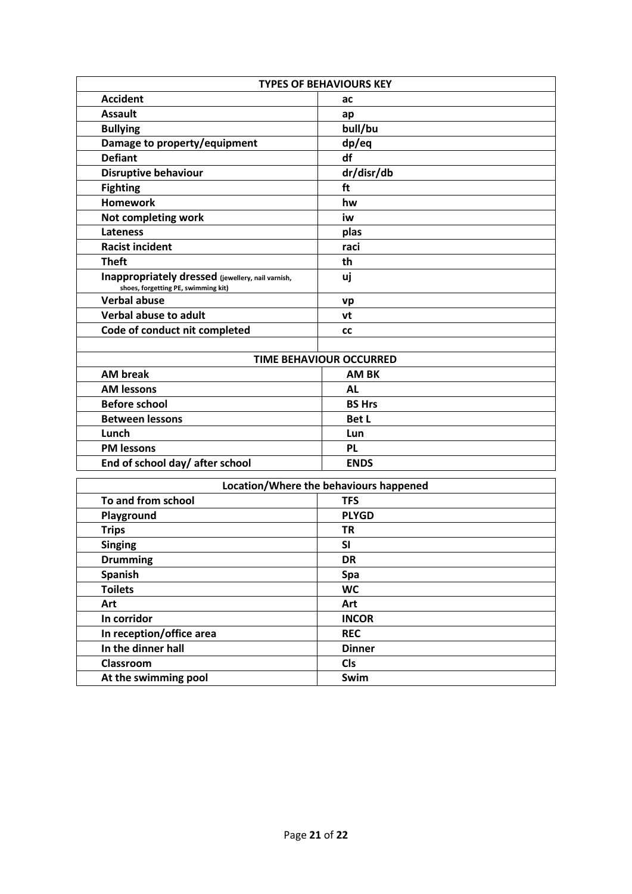| TYPES OF BEHAVIOURS KEY | |
|---|---|
| **Accident** | **ac** |
| **Assault** | **ap** |
| **Bullying** | **bull/bu** |
| **Damage to property/equipment** | **dp/eq** |
| **Defiant** | **df** |
| **Disruptive behaviour** | **dr/disr/db** |
| **Fighting** | **ft** |
| **Homework** | **hw** |
| **Not completing work** | **iw** |
| **Lateness** | **plas** |
| **Racist incident** | **raci** |
| **Theft** | **th** |
| **Inappropriately dressed** (jewellery, nail varnish, shoes, forgetting PE, swimming kit) | **uj** |
| **Verbal abuse** | **vp** |
| **Verbal abuse to adult** | **vt** |
| **Code of conduct nit completed** | **cc** |
| | |
| **TIME BEHAVIOUR OCCURRED** | |
| **AM break** | **AM BK** |
| **AM lessons** | **AL** |
| **Before school** | **BS Hrs** |
| **Between lessons** | **Bet L** |
| **Lunch** | **Lun** |
| **PM lessons** | **PL** |
| **End of school day/ after school** | **ENDS** |

| Location/Where the behaviours happened | |
|---|---|
| **To and from school** | **TFS** |
| **Playground** | **PLYGD** |
| **Trips** | **TR** |
| **Singing** | **SI** |
| **Drumming** | **DR** |
| **Spanish** | **Spa** |
| **Toilets** | **WC** |
| **Art** | **Art** |
| **In corridor** | **INCOR** |
| **In reception/office area** | **REC** |
| **In the dinner hall** | **Dinner** |
| **Classroom** | **Cls** |
| **At the swimming pool** | **Swim** |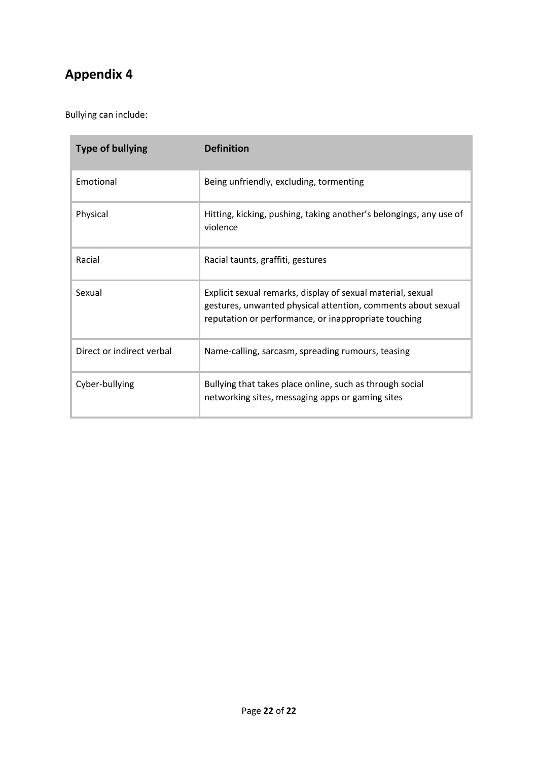## Appendix 4

Bullying can include:

| Type of bullying | Definition |
| --- | --- |
| Emotional | Being unfriendly, excluding, tormenting |
| Physical | Hitting, kicking, pushing, taking another's belongings, any use of violence |
| Racial | Racial taunts, graffiti, gestures |
| Sexual | Explicit sexual remarks, display of sexual material, sexual gestures, unwanted physical attention, comments about sexual reputation or performance, or inappropriate touching |
| Direct or indirect verbal | Name-calling, sarcasm, spreading rumours, teasing |
| Cyber-bullying | Bullying that takes place online, such as through social networking sites, messaging apps or gaming sites |